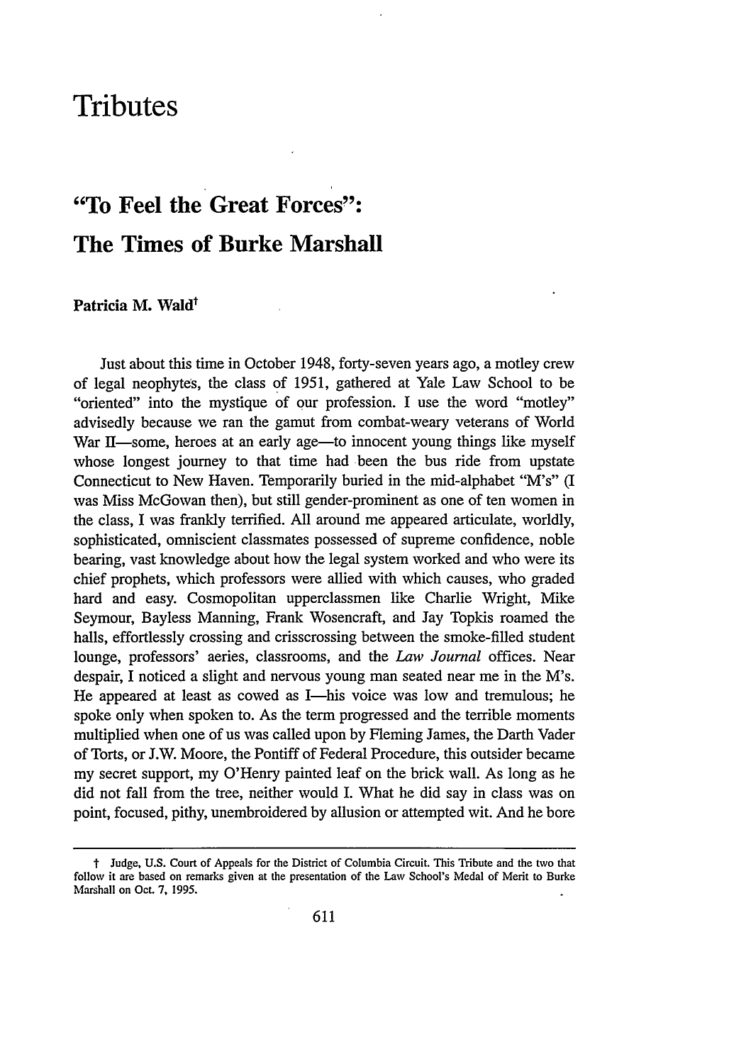# Tributes

## "To Feel the Great Forces": The Times of Burke Marshall

**Patricia M. Wald†**

Just about this time in October 1948, forty-seven years ago, a motley crew of legal neophytes, the class of 1951, gathered at Yale Law School to be "oriented" into the mystique of our profession. I use the word "motley" advisedly because we ran the gamut from combat-weary veterans of World War II—some, heroes at an early age—to innocent young things like myself whose longest journey to that time had been the bus ride from upstate Connecticut to New Haven. Temporarily buried in the mid-alphabet "M's" (I was Miss McGowan then), but still gender-prominent as one of ten women in the class, I was frankly terrified. All around me appeared articulate, worldly, sophisticated, omniscient classmates possessed of supreme confidence, noble bearing, vast knowledge about how the legal system worked and who were its chief prophets, which professors were allied with which causes, who graded hard and easy. Cosmopolitan upperclassmen like Charlie Wright, Mike Seymour, Bayless Manning, Frank Wosencraft, and Jay Topkis roamed the halls, effortlessly crossing and crisscrossing between the smoke-filled student lounge, professors' aeries, classrooms, and the *Law Journal* offices. Near despair, I noticed a slight and nervous young man seated near me in the M's. He appeared at least as cowed as I—his voice was low and tremulous; he spoke only when spoken to. As the term progressed and the terrible moments multiplied when one of us was called upon by Fleming James, the Darth Vader of Torts, or J.W. Moore, the Pontiff of Federal Procedure, this outsider became my secret support, my O'Henry painted leaf on the brick wall. As long as he did not fall from the tree, neither would I. What he did say in class was on point, focused, pithy, unembroidered by allusion or attempted wit. And he bore

---

† Judge, U.S. Court of Appeals for the District of Columbia Circuit. This Tribute and the two that follow it are based on remarks given at the presentation of the Law School's Medal of Merit to Burke Marshall on Oct. 7, 1995.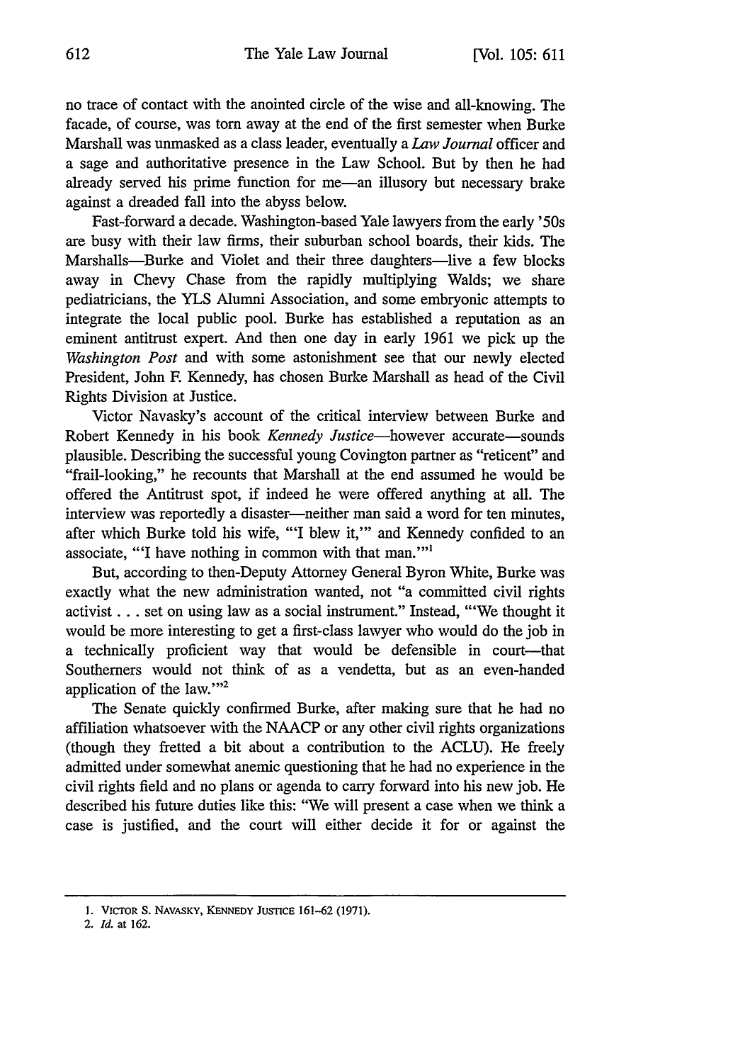no trace of contact with the anointed circle of the wise and all-knowing. The facade, of course, was torn away at the end of the first semester when Burke Marshall was unmasked as a class leader, eventually a *Law Journal* officer and a sage and authoritative presence in the Law School. But by then he had already served his prime function for me—an illusory but necessary brake against a dreaded fall into the abyss below.

Fast-forward a decade. Washington-based Yale lawyers from the early '50s are busy with their law firms, their suburban school boards, their kids. The Marshalls—Burke and Violet and their three daughters—live a few blocks away in Chevy Chase from the rapidly multiplying Walds; we share pediatricians, the YLS Alumni Association, and some embryonic attempts to integrate the local public pool. Burke has established a reputation as an eminent antitrust expert. And then one day in early 1961 we pick up the *Washington Post* and with some astonishment see that our newly elected President, John F. Kennedy, has chosen Burke Marshall as head of the Civil Rights Division at Justice.

Victor Navasky's account of the critical interview between Burke and Robert Kennedy in his book *Kennedy Justice*—however accurate—sounds plausible. Describing the successful young Covington partner as "reticent" and "frail-looking," he recounts that Marshall at the end assumed he would be offered the Antitrust spot, if indeed he were offered anything at all. The interview was reportedly a disaster—neither man said a word for ten minutes, after which Burke told his wife, "'I blew it,'" and Kennedy confided to an associate, "'I have nothing in common with that man.'"[1]

But, according to then-Deputy Attorney General Byron White, Burke was exactly what the new administration wanted, not "a committed civil rights activist . . . set on using law as a social instrument." Instead, "'We thought it would be more interesting to get a first-class lawyer who would do the job in a technically proficient way that would be defensible in court—that Southerners would not think of as a vendetta, but as an even-handed application of the law.'"[2]

The Senate quickly confirmed Burke, after making sure that he had no affiliation whatsoever with the NAACP or any other civil rights organizations (though they fretted a bit about a contribution to the ACLU). He freely admitted under somewhat anemic questioning that he had no experience in the civil rights field and no plans or agenda to carry forward into his new job. He described his future duties like this: "We will present a case when we think a case is justified, and the court will either decide it for or against the

---

1. VICTOR S. NAVASKY, KENNEDY JUSTICE 161–62 (1971).
2. *Id.* at 162.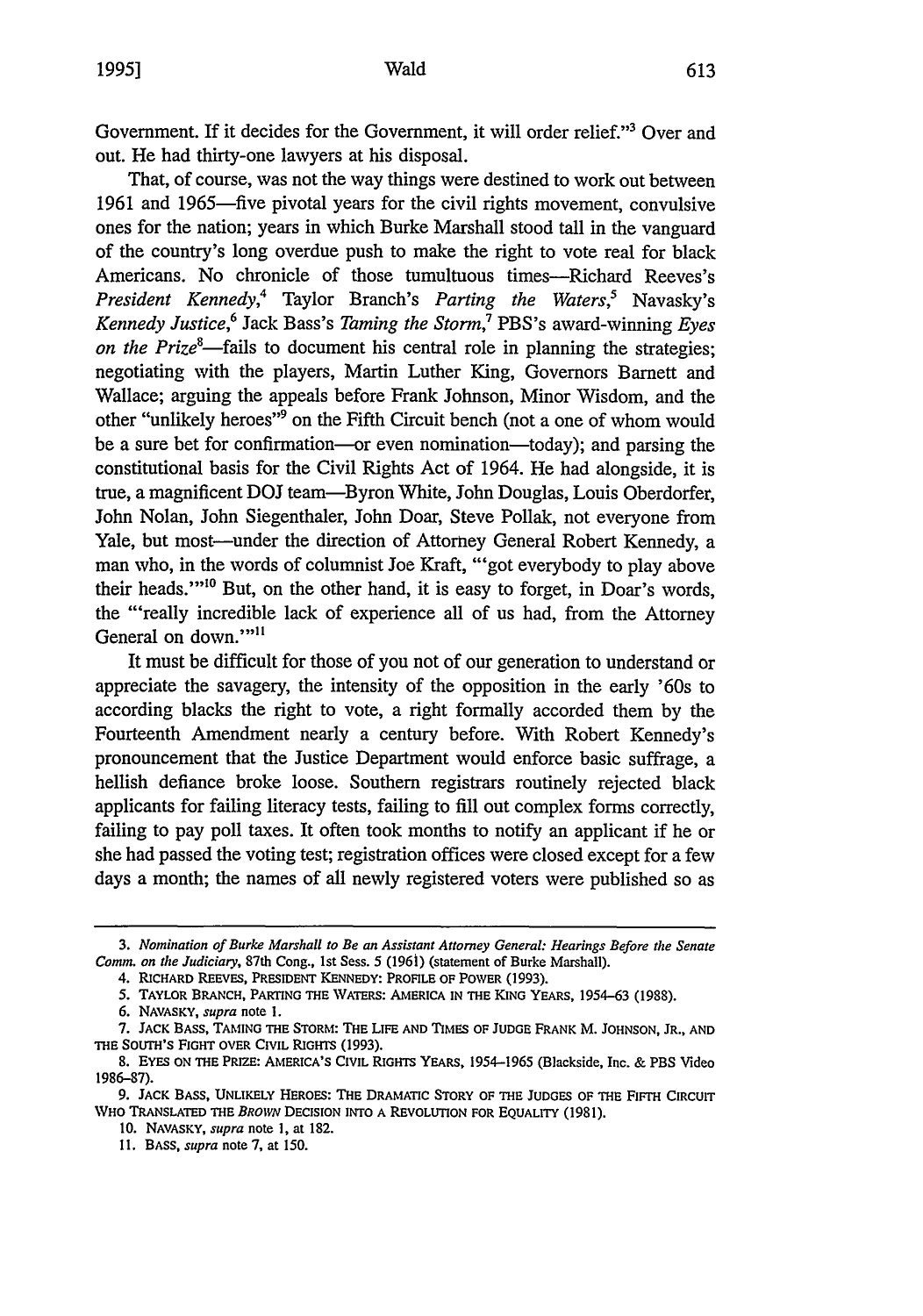Government. If it decides for the Government, it will order relief."[3] Over and out. He had thirty-one lawyers at his disposal.

That, of course, was not the way things were destined to work out between 1961 and 1965—five pivotal years for the civil rights movement, convulsive ones for the nation; years in which Burke Marshall stood tall in the vanguard of the country's long overdue push to make the right to vote real for black Americans. No chronicle of those tumultuous times—Richard Reeves's *President Kennedy*,[4] Taylor Branch's *Parting the Waters*,[5] Navasky's *Kennedy Justice*,[6] Jack Bass's *Taming the Storm*,[7] PBS's award-winning *Eyes on the Prize*[8]—fails to document his central role in planning the strategies; negotiating with the players, Martin Luther King, Governors Barnett and Wallace; arguing the appeals before Frank Johnson, Minor Wisdom, and the other "unlikely heroes"[9] on the Fifth Circuit bench (not a one of whom would be a sure bet for confirmation—or even nomination—today); and parsing the constitutional basis for the Civil Rights Act of 1964. He had alongside, it is true, a magnificent DOJ team—Byron White, John Douglas, Louis Oberdorfer, John Nolan, John Siegenthaler, John Doar, Steve Pollak, not everyone from Yale, but most—under the direction of Attorney General Robert Kennedy, a man who, in the words of columnist Joe Kraft, "'got everybody to play above their heads.'"[10] But, on the other hand, it is easy to forget, in Doar's words, the "'really incredible lack of experience all of us had, from the Attorney General on down.'"[11]

It must be difficult for those of you not of our generation to understand or appreciate the savagery, the intensity of the opposition in the early '60s to according blacks the right to vote, a right formally accorded them by the Fourteenth Amendment nearly a century before. With Robert Kennedy's pronouncement that the Justice Department would enforce basic suffrage, a hellish defiance broke loose. Southern registrars routinely rejected black applicants for failing literacy tests, failing to fill out complex forms correctly, failing to pay poll taxes. It often took months to notify an applicant if he or she had passed the voting test; registration offices were closed except for a few days a month; the names of all newly registered voters were published so as

---

3. *Nomination of Burke Marshall to Be an Assistant Attorney General: Hearings Before the Senate Comm. on the Judiciary*, 87th Cong., 1st Sess. 5 (1961) (statement of Burke Marshall).

4. RICHARD REEVES, PRESIDENT KENNEDY: PROFILE OF POWER (1993).

5. TAYLOR BRANCH, PARTING THE WATERS: AMERICA IN THE KING YEARS, 1954–63 (1988).

6. NAVASKY, *supra* note 1.

7. JACK BASS, TAMING THE STORM: THE LIFE AND TIMES OF JUDGE FRANK M. JOHNSON, JR., AND THE SOUTH'S FIGHT OVER CIVIL RIGHTS (1993).

8. EYES ON THE PRIZE: AMERICA'S CIVIL RIGHTS YEARS, 1954–1965 (Blackside, Inc. & PBS Video 1986–87).

9. JACK BASS, UNLIKELY HEROES: THE DRAMATIC STORY OF THE JUDGES OF THE FIFTH CIRCUIT WHO TRANSLATED THE *BROWN* DECISION INTO A REVOLUTION FOR EQUALITY (1981).

10. NAVASKY, *supra* note 1, at 182.

11. BASS, *supra* note 7, at 150.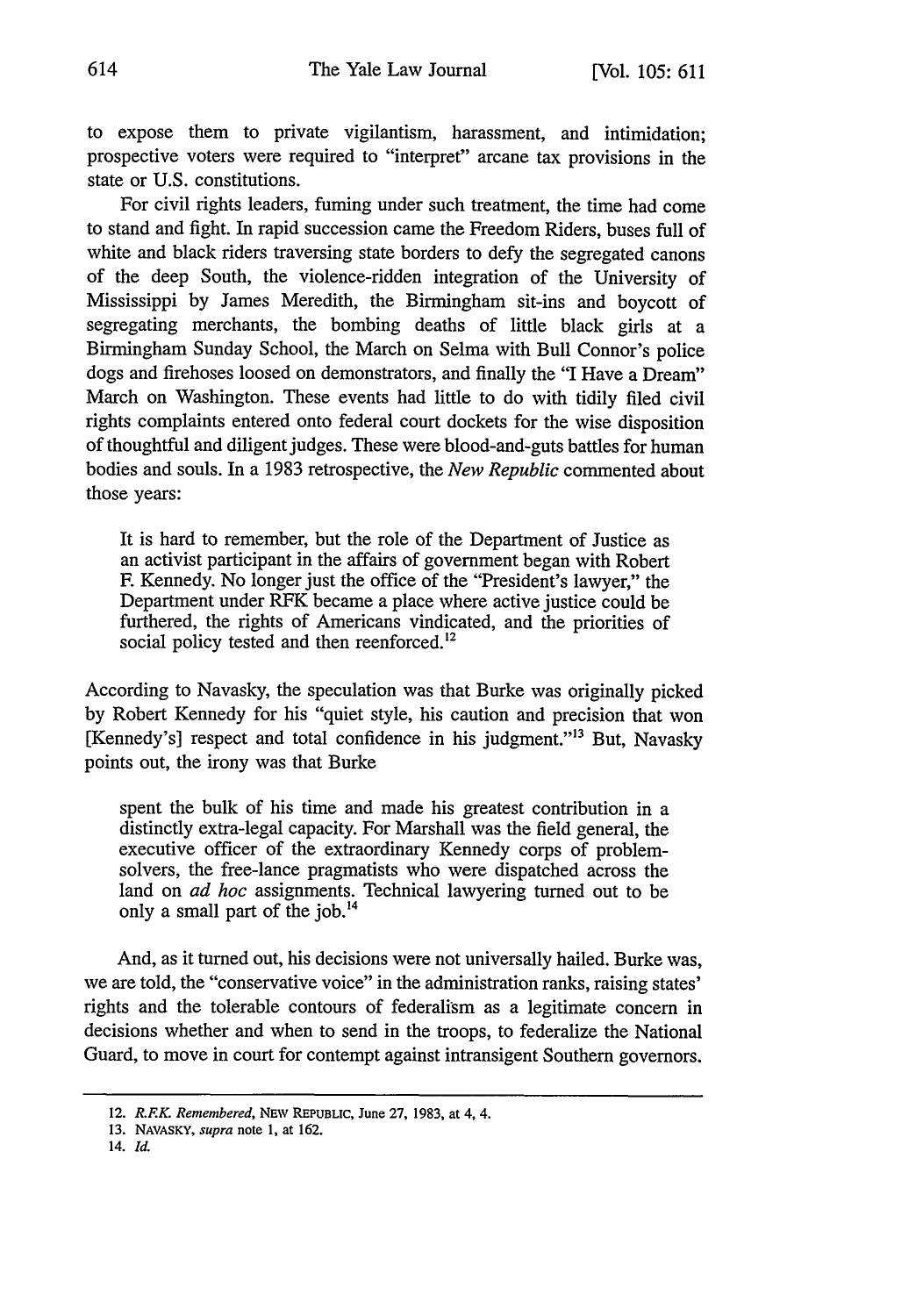to expose them to private vigilantism, harassment, and intimidation; prospective voters were required to "interpret" arcane tax provisions in the state or U.S. constitutions.

For civil rights leaders, fuming under such treatment, the time had come to stand and fight. In rapid succession came the Freedom Riders, buses full of white and black riders traversing state borders to defy the segregated canons of the deep South, the violence-ridden integration of the University of Mississippi by James Meredith, the Birmingham sit-ins and boycott of segregating merchants, the bombing deaths of little black girls at a Birmingham Sunday School, the March on Selma with Bull Connor's police dogs and firehoses loosed on demonstrators, and finally the "I Have a Dream" March on Washington. These events had little to do with tidily filed civil rights complaints entered onto federal court dockets for the wise disposition of thoughtful and diligent judges. These were blood-and-guts battles for human bodies and souls. In a 1983 retrospective, the *New Republic* commented about those years:

> It is hard to remember, but the role of the Department of Justice as an activist participant in the affairs of government began with Robert F. Kennedy. No longer just the office of the "President's lawyer," the Department under RFK became a place where active justice could be furthered, the rights of Americans vindicated, and the priorities of social policy tested and then reenforced.[12]

According to Navasky, the speculation was that Burke was originally picked by Robert Kennedy for his "quiet style, his caution and precision that won [Kennedy's] respect and total confidence in his judgment."[13] But, Navasky points out, the irony was that Burke

> spent the bulk of his time and made his greatest contribution in a distinctly extra-legal capacity. For Marshall was the field general, the executive officer of the extraordinary Kennedy corps of problem-solvers, the free-lance pragmatists who were dispatched across the land on *ad hoc* assignments. Technical lawyering turned out to be only a small part of the job.[14]

And, as it turned out, his decisions were not universally hailed. Burke was, we are told, the "conservative voice" in the administration ranks, raising states' rights and the tolerable contours of federalism as a legitimate concern in decisions whether and when to send in the troops, to federalize the National Guard, to move in court for contempt against intransigent Southern governors.

---

12. *R.F.K. Remembered*, NEW REPUBLIC, June 27, 1983, at 4, 4.

13. NAVASKY, *supra* note 1, at 162.

14. *Id.*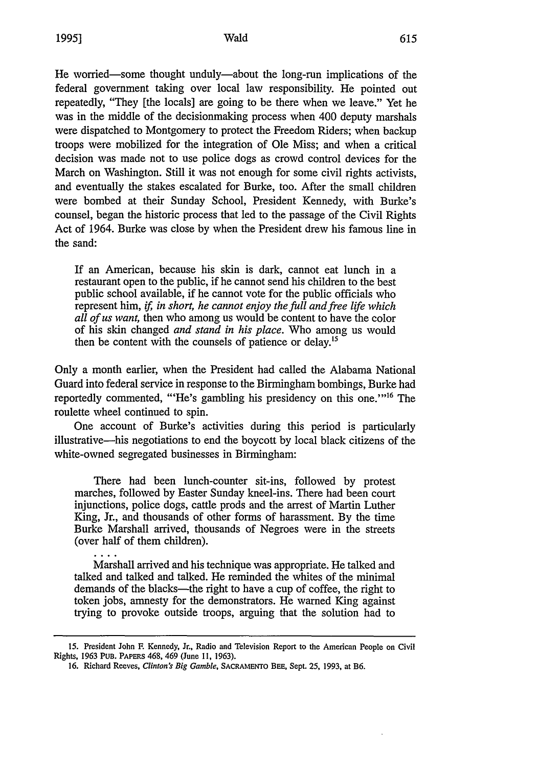He worried—some thought unduly—about the long-run implications of the federal government taking over local law responsibility. He pointed out repeatedly, "They [the locals] are going to be there when we leave." Yet he was in the middle of the decisionmaking process when 400 deputy marshals were dispatched to Montgomery to protect the Freedom Riders; when backup troops were mobilized for the integration of Ole Miss; and when a critical decision was made not to use police dogs as crowd control devices for the March on Washington. Still it was not enough for some civil rights activists, and eventually the stakes escalated for Burke, too. After the small children were bombed at their Sunday School, President Kennedy, with Burke's counsel, began the historic process that led to the passage of the Civil Rights Act of 1964. Burke was close by when the President drew his famous line in the sand:

> If an American, because his skin is dark, cannot eat lunch in a restaurant open to the public, if he cannot send his children to the best public school available, if he cannot vote for the public officials who represent him, *if, in short, he cannot enjoy the full and free life which all of us want,* then who among us would be content to have the color of his skin changed *and stand in his place.* Who among us would then be content with the counsels of patience or delay.[15]

Only a month earlier, when the President had called the Alabama National Guard into federal service in response to the Birmingham bombings, Burke had reportedly commented, "'He's gambling his presidency on this one.'"[16] The roulette wheel continued to spin.

One account of Burke's activities during this period is particularly illustrative—his negotiations to end the boycott by local black citizens of the white-owned segregated businesses in Birmingham:

> There had been lunch-counter sit-ins, followed by protest marches, followed by Easter Sunday kneel-ins. There had been court injunctions, police dogs, cattle prods and the arrest of Martin Luther King, Jr., and thousands of other forms of harassment. By the time Burke Marshall arrived, thousands of Negroes were in the streets (over half of them children).
>
> . . . .
>
> Marshall arrived and his technique was appropriate. He talked and talked and talked and talked. He reminded the whites of the minimal demands of the blacks—the right to have a cup of coffee, the right to token jobs, amnesty for the demonstrators. He warned King against trying to provoke outside troops, arguing that the solution had to

---

15. President John F. Kennedy, Jr., Radio and Television Report to the American People on Civil Rights, 1963 PUB. PAPERS 468, 469 (June 11, 1963).

16. Richard Reeves, *Clinton's Big Gamble*, SACRAMENTO BEE, Sept. 25, 1993, at B6.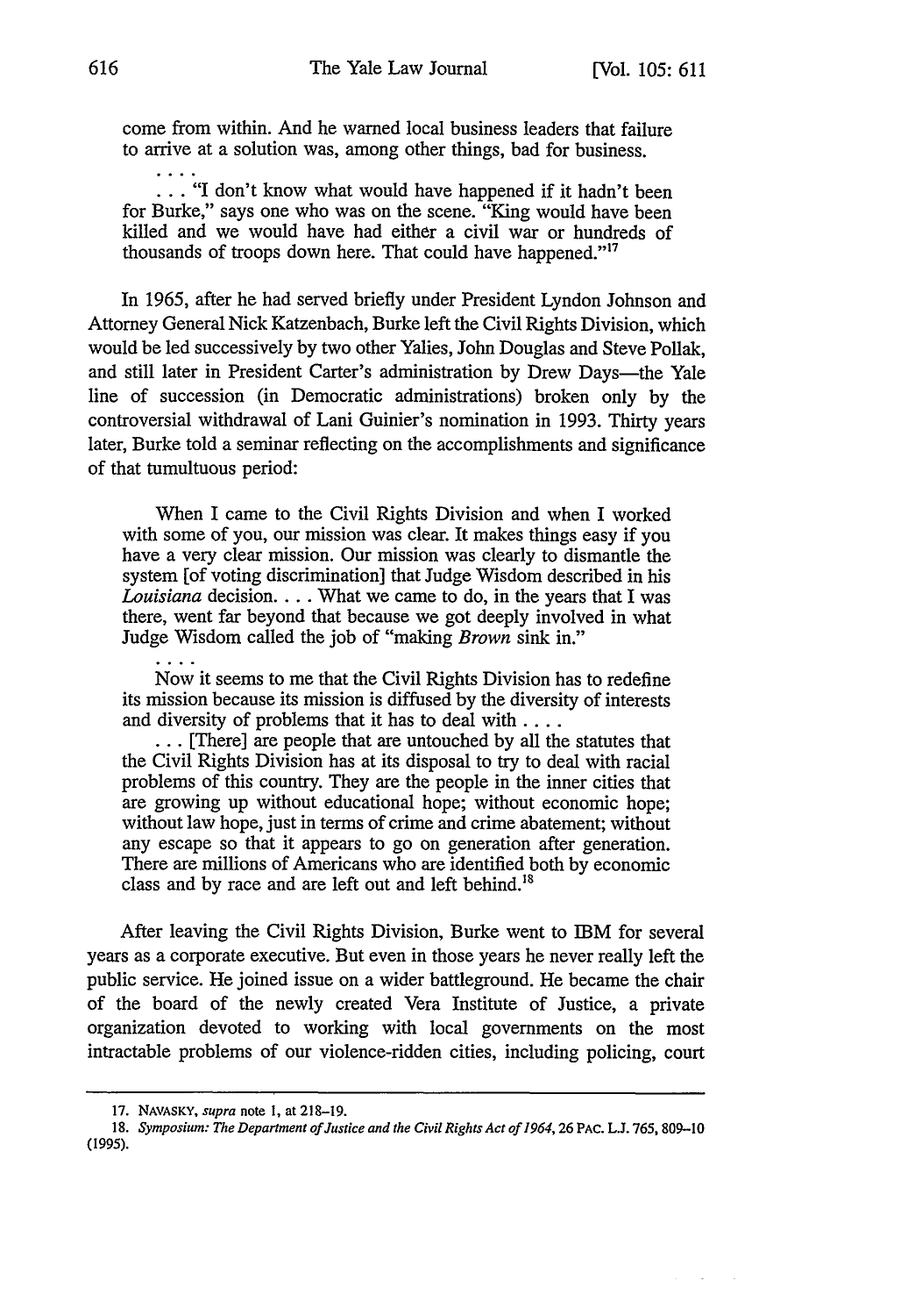come from within. And he warned local business leaders that failure to arrive at a solution was, among other things, bad for business.

. . . .

. . . "I don't know what would have happened if it hadn't been for Burke," says one who was on the scene. "King would have been killed and we would have had either a civil war or hundreds of thousands of troops down here. That could have happened."[17]

In 1965, after he had served briefly under President Lyndon Johnson and Attorney General Nick Katzenbach, Burke left the Civil Rights Division, which would be led successively by two other Yalies, John Douglas and Steve Pollak, and still later in President Carter's administration by Drew Days—the Yale line of succession (in Democratic administrations) broken only by the controversial withdrawal of Lani Guinier's nomination in 1993. Thirty years later, Burke told a seminar reflecting on the accomplishments and significance of that tumultuous period:

> When I came to the Civil Rights Division and when I worked with some of you, our mission was clear. It makes things easy if you have a very clear mission. Our mission was clearly to dismantle the system [of voting discrimination] that Judge Wisdom described in his *Louisiana* decision. . . . What we came to do, in the years that I was there, went far beyond that because we got deeply involved in what Judge Wisdom called the job of "making *Brown* sink in."
>
> . . . .
>
> Now it seems to me that the Civil Rights Division has to redefine its mission because its mission is diffused by the diversity of interests and diversity of problems that it has to deal with . . . .
>
> . . . [There] are people that are untouched by all the statutes that the Civil Rights Division has at its disposal to try to deal with racial problems of this country. They are the people in the inner cities that are growing up without educational hope; without economic hope; without law hope, just in terms of crime and crime abatement; without any escape so that it appears to go on generation after generation. There are millions of Americans who are identified both by economic class and by race and are left out and left behind.[18]

After leaving the Civil Rights Division, Burke went to IBM for several years as a corporate executive. But even in those years he never really left the public service. He joined issue on a wider battleground. He became the chair of the board of the newly created Vera Institute of Justice, a private organization devoted to working with local governments on the most intractable problems of our violence-ridden cities, including policing, court

---

17. NAVASKY, *supra* note 1, at 218–19.

18. *Symposium: The Department of Justice and the Civil Rights Act of 1964*, 26 PAC. L.J. 765, 809–10 (1995).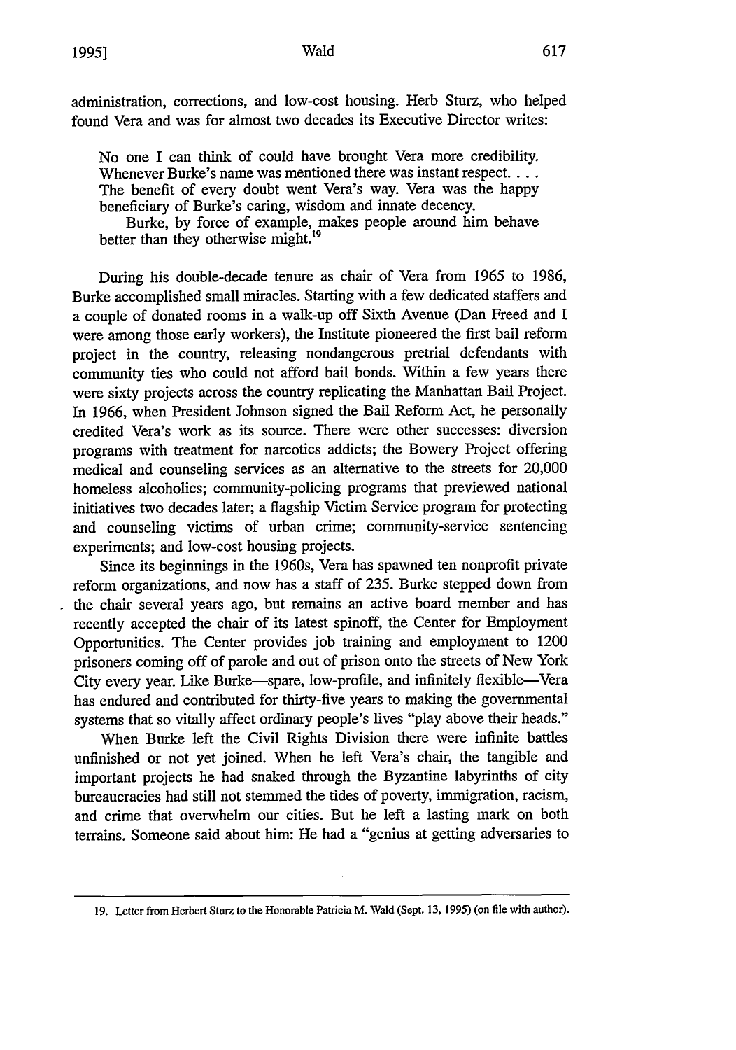administration, corrections, and low-cost housing. Herb Sturz, who helped found Vera and was for almost two decades its Executive Director writes:

> No one I can think of could have brought Vera more credibility. Whenever Burke's name was mentioned there was instant respect. . . . The benefit of every doubt went Vera's way. Vera was the happy beneficiary of Burke's caring, wisdom and innate decency.
>
> Burke, by force of example, makes people around him behave better than they otherwise might.[19]

During his double-decade tenure as chair of Vera from 1965 to 1986, Burke accomplished small miracles. Starting with a few dedicated staffers and a couple of donated rooms in a walk-up off Sixth Avenue (Dan Freed and I were among those early workers), the Institute pioneered the first bail reform project in the country, releasing nondangerous pretrial defendants with community ties who could not afford bail bonds. Within a few years there were sixty projects across the country replicating the Manhattan Bail Project. In 1966, when President Johnson signed the Bail Reform Act, he personally credited Vera's work as its source. There were other successes: diversion programs with treatment for narcotics addicts; the Bowery Project offering medical and counseling services as an alternative to the streets for 20,000 homeless alcoholics; community-policing programs that previewed national initiatives two decades later; a flagship Victim Service program for protecting and counseling victims of urban crime; community-service sentencing experiments; and low-cost housing projects.

Since its beginnings in the 1960s, Vera has spawned ten nonprofit private reform organizations, and now has a staff of 235. Burke stepped down from the chair several years ago, but remains an active board member and has recently accepted the chair of its latest spinoff, the Center for Employment Opportunities. The Center provides job training and employment to 1200 prisoners coming off of parole and out of prison onto the streets of New York City every year. Like Burke—spare, low-profile, and infinitely flexible—Vera has endured and contributed for thirty-five years to making the governmental systems that so vitally affect ordinary people's lives "play above their heads."

When Burke left the Civil Rights Division there were infinite battles unfinished or not yet joined. When he left Vera's chair, the tangible and important projects he had snaked through the Byzantine labyrinths of city bureaucracies had still not stemmed the tides of poverty, immigration, racism, and crime that overwhelm our cities. But he left a lasting mark on both terrains. Someone said about him: He had a "genius at getting adversaries to

---

19. Letter from Herbert Sturz to the Honorable Patricia M. Wald (Sept. 13, 1995) (on file with author).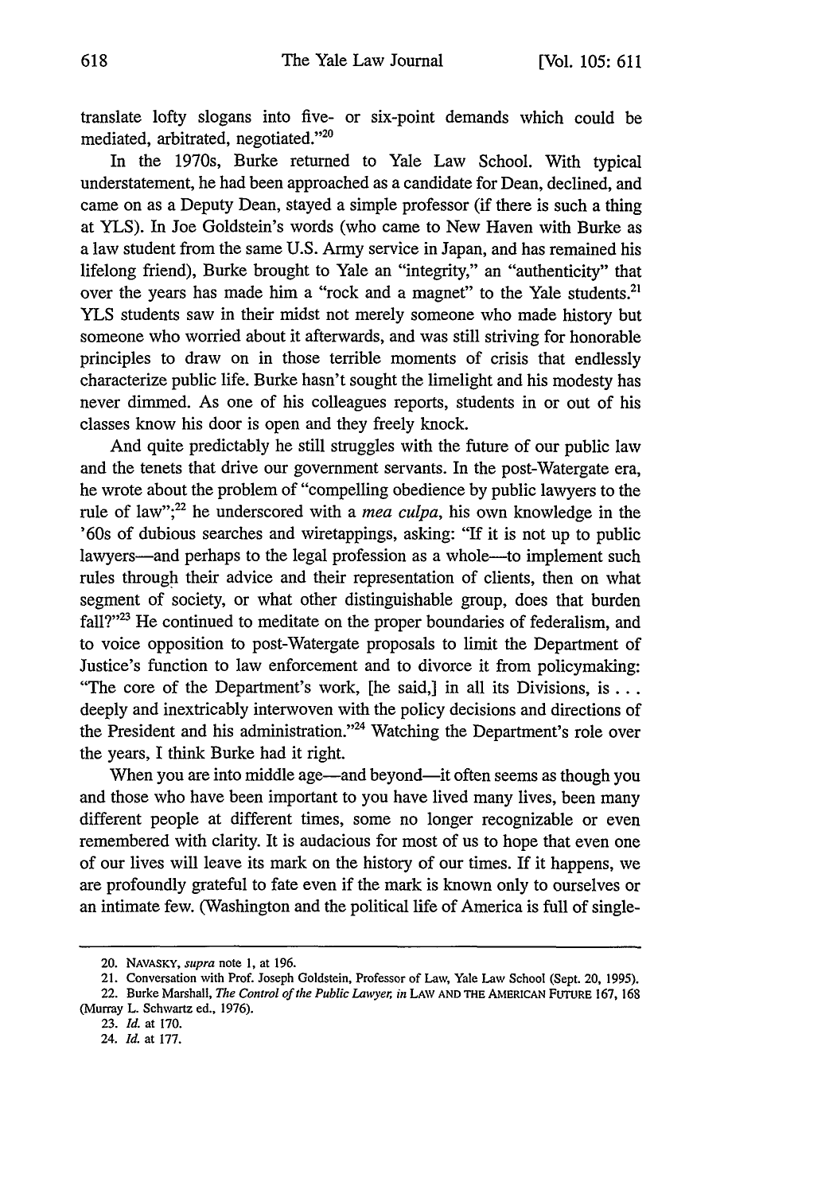translate lofty slogans into five- or six-point demands which could be mediated, arbitrated, negotiated."[20]

In the 1970s, Burke returned to Yale Law School. With typical understatement, he had been approached as a candidate for Dean, declined, and came on as a Deputy Dean, stayed a simple professor (if there is such a thing at YLS). In Joe Goldstein's words (who came to New Haven with Burke as a law student from the same U.S. Army service in Japan, and has remained his lifelong friend), Burke brought to Yale an "integrity," an "authenticity" that over the years has made him a "rock and a magnet" to the Yale students.[21] YLS students saw in their midst not merely someone who made history but someone who worried about it afterwards, and was still striving for honorable principles to draw on in those terrible moments of crisis that endlessly characterize public life. Burke hasn't sought the limelight and his modesty has never dimmed. As one of his colleagues reports, students in or out of his classes know his door is open and they freely knock.

And quite predictably he still struggles with the future of our public law and the tenets that drive our government servants. In the post-Watergate era, he wrote about the problem of "compelling obedience by public lawyers to the rule of law";[22] he underscored with a *mea culpa*, his own knowledge in the '60s of dubious searches and wiretappings, asking: "If it is not up to public lawyers—and perhaps to the legal profession as a whole—to implement such rules through their advice and their representation of clients, then on what segment of society, or what other distinguishable group, does that burden fall?"[23] He continued to meditate on the proper boundaries of federalism, and to voice opposition to post-Watergate proposals to limit the Department of Justice's function to law enforcement and to divorce it from policymaking: "The core of the Department's work, [he said,] in all its Divisions, is . . . deeply and inextricably interwoven with the policy decisions and directions of the President and his administration."[24] Watching the Department's role over the years, I think Burke had it right.

When you are into middle age—and beyond—it often seems as though you and those who have been important to you have lived many lives, been many different people at different times, some no longer recognizable or even remembered with clarity. It is audacious for most of us to hope that even one of our lives will leave its mark on the history of our times. If it happens, we are profoundly grateful to fate even if the mark is known only to ourselves or an intimate few. (Washington and the political life of America is full of single-

---

20. NAVASKY, *supra* note 1, at 196.

21. Conversation with Prof. Joseph Goldstein, Professor of Law, Yale Law School (Sept. 20, 1995).

22. Burke Marshall, *The Control of the Public Lawyer*, *in* LAW AND THE AMERICAN FUTURE 167, 168 (Murray L. Schwartz ed., 1976).

23. *Id.* at 170.

24. *Id.* at 177.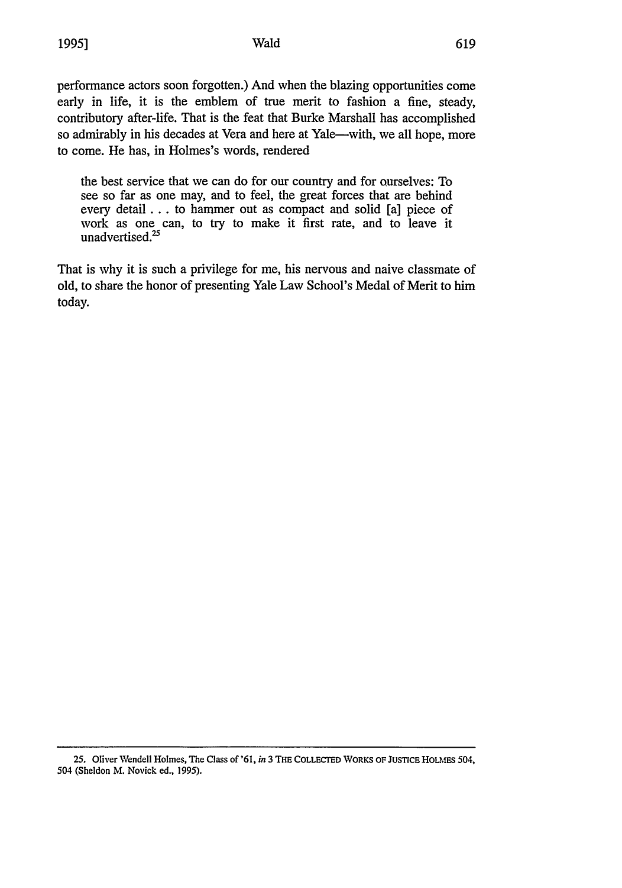performance actors soon forgotten.) And when the blazing opportunities come early in life, it is the emblem of true merit to fashion a fine, steady, contributory after-life. That is the feat that Burke Marshall has accomplished so admirably in his decades at Vera and here at Yale—with, we all hope, more to come. He has, in Holmes's words, rendered

> the best service that we can do for our country and for ourselves: To see so far as one may, and to feel, the great forces that are behind every detail . . . to hammer out as compact and solid [a] piece of work as one can, to try to make it first rate, and to leave it unadvertised.[25]

That is why it is such a privilege for me, his nervous and naive classmate of old, to share the honor of presenting Yale Law School's Medal of Merit to him today.

---

25. Oliver Wendell Holmes, The Class of '61, *in* 3 THE COLLECTED WORKS OF JUSTICE HOLMES 504, 504 (Sheldon M. Novick ed., 1995).